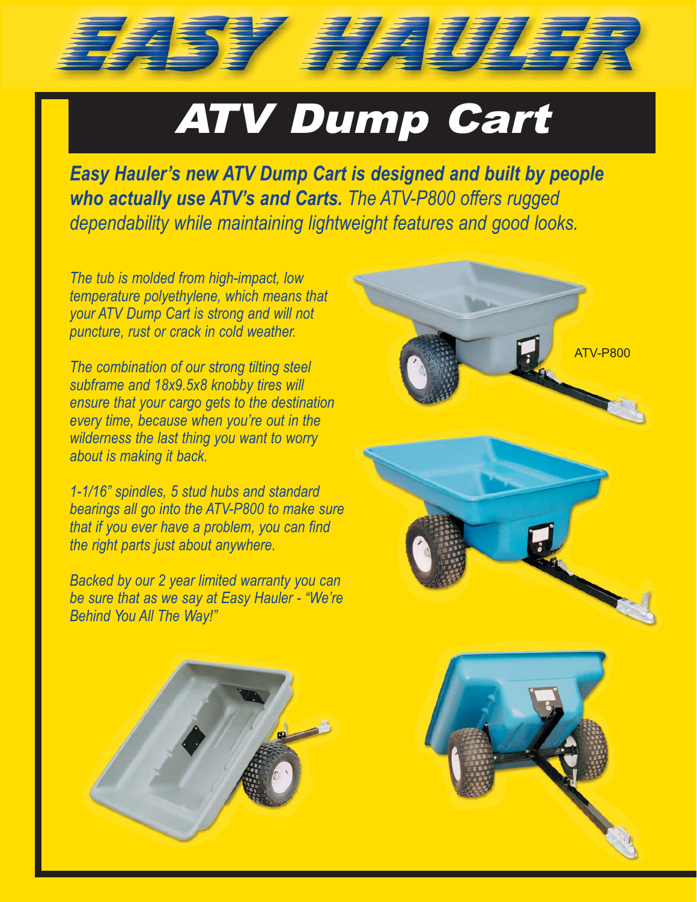# EASY HAULER

## ATV Dump Cart

***Easy Hauler's new ATV Dump Cart is designed and built by people who actually use ATV's and Carts.*** *The ATV-P800 offers rugged dependability while maintaining lightweight features and good looks.*

*The tub is molded from high-impact, low temperature polyethylene, which means that your ATV Dump Cart is strong and will not puncture, rust or crack in cold weather.*

*The combination of our strong tilting steel subframe and 18x9.5x8 knobby tires will ensure that your cargo gets to the destination every time, because when you're out in the wilderness the last thing you want to worry about is making it back.*

*1-1/16" spindles, 5 stud hubs and standard bearings all go into the ATV-P800 to make sure that if you ever have a problem, you can find the right parts just about anywhere.*

*Backed by our 2 year limited warranty you can be sure that as we say at Easy Hauler - "We're Behind You All The Way!"*

ATV-P800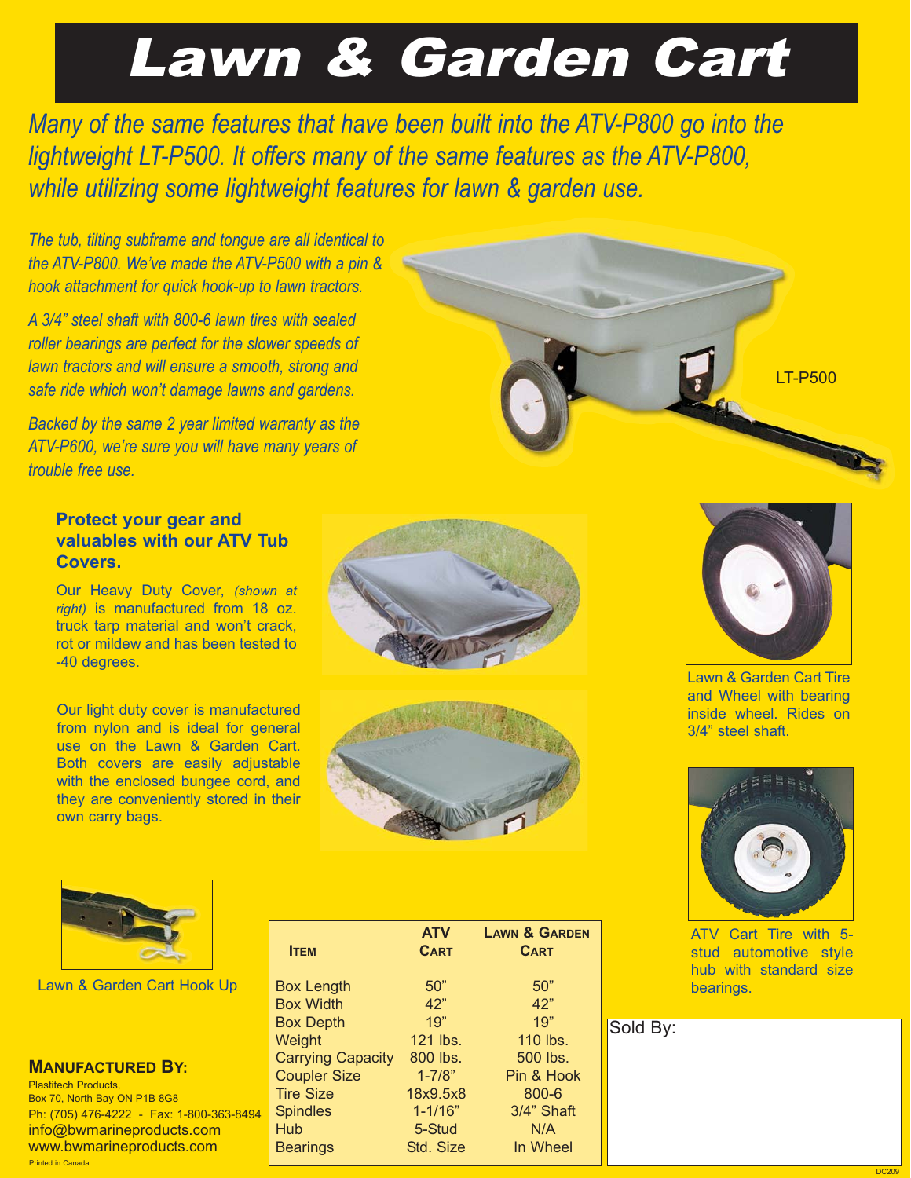# Lawn & Garden Cart

*Many of the same features that have been built into the ATV-P800 go into the lightweight LT-P500. It offers many of the same features as the ATV-P800, while utilizing some lightweight features for lawn & garden use.*

*The tub, tilting subframe and tongue are all identical to the ATV-P800. We've made the ATV-P500 with a pin & hook attachment for quick hook-up to lawn tractors.*

*A 3/4" steel shaft with 800-6 lawn tires with sealed roller bearings are perfect for the slower speeds of lawn tractors and will ensure a smooth, strong and safe ride which won't damage lawns and gardens.*

*Backed by the same 2 year limited warranty as the ATV-P600, we're sure you will have many years of trouble free use.*

LT-P500

### Protect your gear and valuables with our ATV Tub Covers.

Our Heavy Duty Cover, *(shown at right)* is manufactured from 18 oz. truck tarp material and won't crack, rot or mildew and has been tested to -40 degrees.

Our light duty cover is manufactured from nylon and is ideal for general use on the Lawn & Garden Cart. Both covers are easily adjustable with the enclosed bungee cord, and they are conveniently stored in their own carry bags.

Lawn & Garden Cart Tire and Wheel with bearing inside wheel. Rides on 3/4" steel shaft.

ATV Cart Tire with 5-stud automotive style hub with standard size bearings.

Lawn & Garden Cart Hook Up

| Item | ATV Cart | Lawn & Garden Cart |
|---|---|---|
| Box Length | 50" | 50" |
| Box Width | 42" | 42" |
| Box Depth | 19" | 19" |
| Weight | 121 lbs. | 110 lbs. |
| Carrying Capacity | 800 lbs. | 500 lbs. |
| Coupler Size | 1-7/8" | Pin & Hook |
| Tire Size | 18x9.5x8 | 800-6 |
| Spindles | 1-1/16" | 3/4" Shaft |
| Hub | 5-Stud | N/A |
| Bearings | Std. Size | In Wheel |

Sold By:

### Manufactured By:

Plastitech Products,
Box 70, North Bay ON P1B 8G8
Ph: (705) 476-4222 - Fax: 1-800-363-8494
info@bwmarineproducts.com
www.bwmarineproducts.com

Printed in Canada

DC209